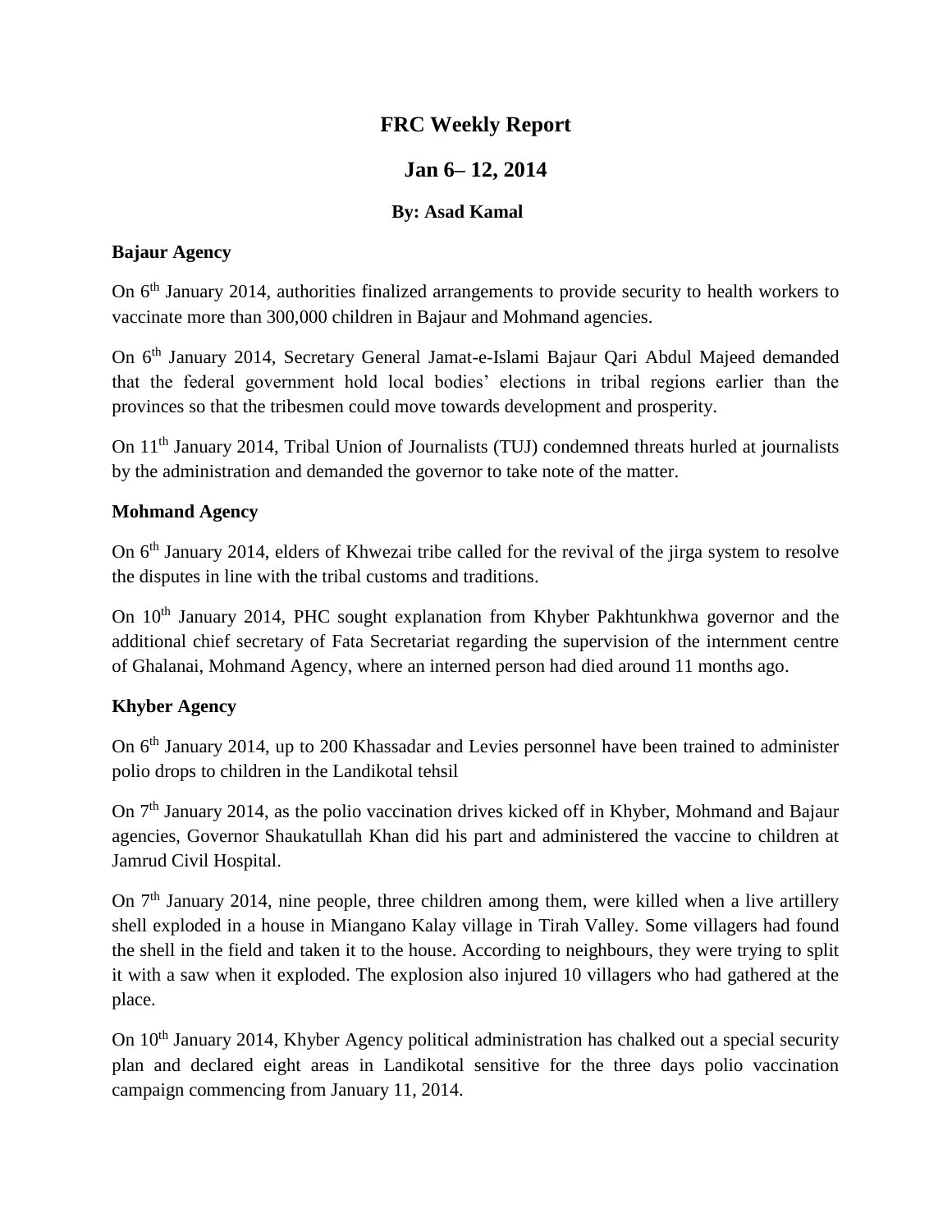# FRC Weekly Report

## Jan 6– 12, 2014

### By: Asad Kamal

**Bajaur Agency**

On 6th January 2014, authorities finalized arrangements to provide security to health workers to vaccinate more than 300,000 children in Bajaur and Mohmand agencies.

On 6th January 2014, Secretary General Jamat-e-Islami Bajaur Qari Abdul Majeed demanded that the federal government hold local bodies' elections in tribal regions earlier than the provinces so that the tribesmen could move towards development and prosperity.

On 11th January 2014, Tribal Union of Journalists (TUJ) condemned threats hurled at journalists by the administration and demanded the governor to take note of the matter.

**Mohmand Agency**

On 6th January 2014, elders of Khwezai tribe called for the revival of the jirga system to resolve the disputes in line with the tribal customs and traditions.

On 10th January 2014, PHC sought explanation from Khyber Pakhtunkhwa governor and the additional chief secretary of Fata Secretariat regarding the supervision of the internment centre of Ghalanai, Mohmand Agency, where an interned person had died around 11 months ago.

**Khyber Agency**

On 6th January 2014, up to 200 Khassadar and Levies personnel have been trained to administer polio drops to children in the Landikotal tehsil

On 7th January 2014, as the polio vaccination drives kicked off in Khyber, Mohmand and Bajaur agencies, Governor Shaukatullah Khan did his part and administered the vaccine to children at Jamrud Civil Hospital.

On 7th January 2014, nine people, three children among them, were killed when a live artillery shell exploded in a house in Miangano Kalay village in Tirah Valley. Some villagers had found the shell in the field and taken it to the house. According to neighbours, they were trying to split it with a saw when it exploded. The explosion also injured 10 villagers who had gathered at the place.

On 10th January 2014, Khyber Agency political administration has chalked out a special security plan and declared eight areas in Landikotal sensitive for the three days polio vaccination campaign commencing from January 11, 2014.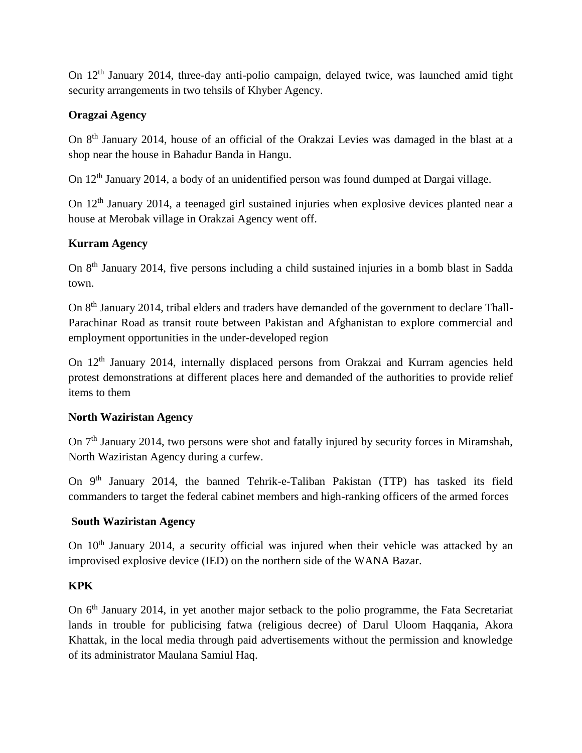On 12th January 2014, three-day anti-polio campaign, delayed twice, was launched amid tight security arrangements in two tehsils of Khyber Agency.

**Oragzai Agency**

On 8th January 2014, house of an official of the Orakzai Levies was damaged in the blast at a shop near the house in Bahadur Banda in Hangu.

On 12th January 2014, a body of an unidentified person was found dumped at Dargai village.

On 12th January 2014, a teenaged girl sustained injuries when explosive devices planted near a house at Merobak village in Orakzai Agency went off.

**Kurram Agency**

On 8th January 2014, five persons including a child sustained injuries in a bomb blast in Sadda town.

On 8th January 2014, tribal elders and traders have demanded of the government to declare Thall-Parachinar Road as transit route between Pakistan and Afghanistan to explore commercial and employment opportunities in the under-developed region

On 12th January 2014, internally displaced persons from Orakzai and Kurram agencies held protest demonstrations at different places here and demanded of the authorities to provide relief items to them

**North Waziristan Agency**

On 7th January 2014, two persons were shot and fatally injured by security forces in Miramshah, North Waziristan Agency during a curfew.

On 9th January 2014, the banned Tehrik-e-Taliban Pakistan (TTP) has tasked its field commanders to target the federal cabinet members and high-ranking officers of the armed forces

**South Waziristan Agency**

On 10th January 2014, a security official was injured when their vehicle was attacked by an improvised explosive device (IED) on the northern side of the WANA Bazar.

**KPK**

On 6th January 2014, in yet another major setback to the polio programme, the Fata Secretariat lands in trouble for publicising fatwa (religious decree) of Darul Uloom Haqqania, Akora Khattak, in the local media through paid advertisements without the permission and knowledge of its administrator Maulana Samiul Haq.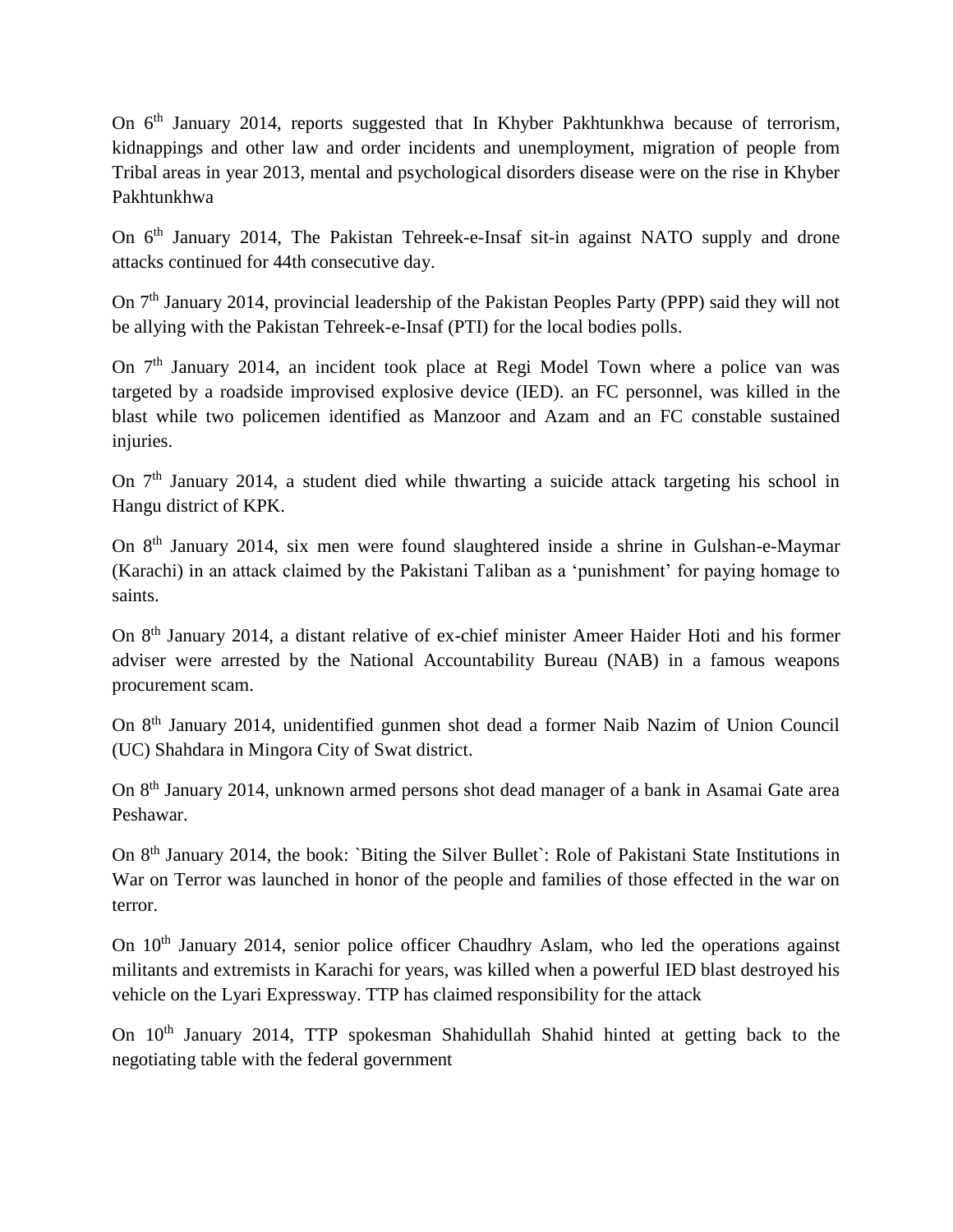On 6th January 2014, reports suggested that In Khyber Pakhtunkhwa because of terrorism, kidnappings and other law and order incidents and unemployment, migration of people from Tribal areas in year 2013, mental and psychological disorders disease were on the rise in Khyber Pakhtunkhwa

On 6th January 2014, The Pakistan Tehreek-e-Insaf sit-in against NATO supply and drone attacks continued for 44th consecutive day.

On 7th January 2014, provincial leadership of the Pakistan Peoples Party (PPP) said they will not be allying with the Pakistan Tehreek-e-Insaf (PTI) for the local bodies polls.

On 7th January 2014, an incident took place at Regi Model Town where a police van was targeted by a roadside improvised explosive device (IED). an FC personnel, was killed in the blast while two policemen identified as Manzoor and Azam and an FC constable sustained injuries.

On 7th January 2014, a student died while thwarting a suicide attack targeting his school in Hangu district of KPK.

On 8th January 2014, six men were found slaughtered inside a shrine in Gulshan-e-Maymar (Karachi) in an attack claimed by the Pakistani Taliban as a 'punishment' for paying homage to saints.

On 8th January 2014, a distant relative of ex-chief minister Ameer Haider Hoti and his former adviser were arrested by the National Accountability Bureau (NAB) in a famous weapons procurement scam.

On 8th January 2014, unidentified gunmen shot dead a former Naib Nazim of Union Council (UC) Shahdara in Mingora City of Swat district.

On 8th January 2014, unknown armed persons shot dead manager of a bank in Asamai Gate area Peshawar.

On 8th January 2014, the book: `Biting the Silver Bullet`: Role of Pakistani State Institutions in War on Terror was launched in honor of the people and families of those effected in the war on terror.

On 10th January 2014, senior police officer Chaudhry Aslam, who led the operations against militants and extremists in Karachi for years, was killed when a powerful IED blast destroyed his vehicle on the Lyari Expressway. TTP has claimed responsibility for the attack

On 10th January 2014, TTP spokesman Shahidullah Shahid hinted at getting back to the negotiating table with the federal government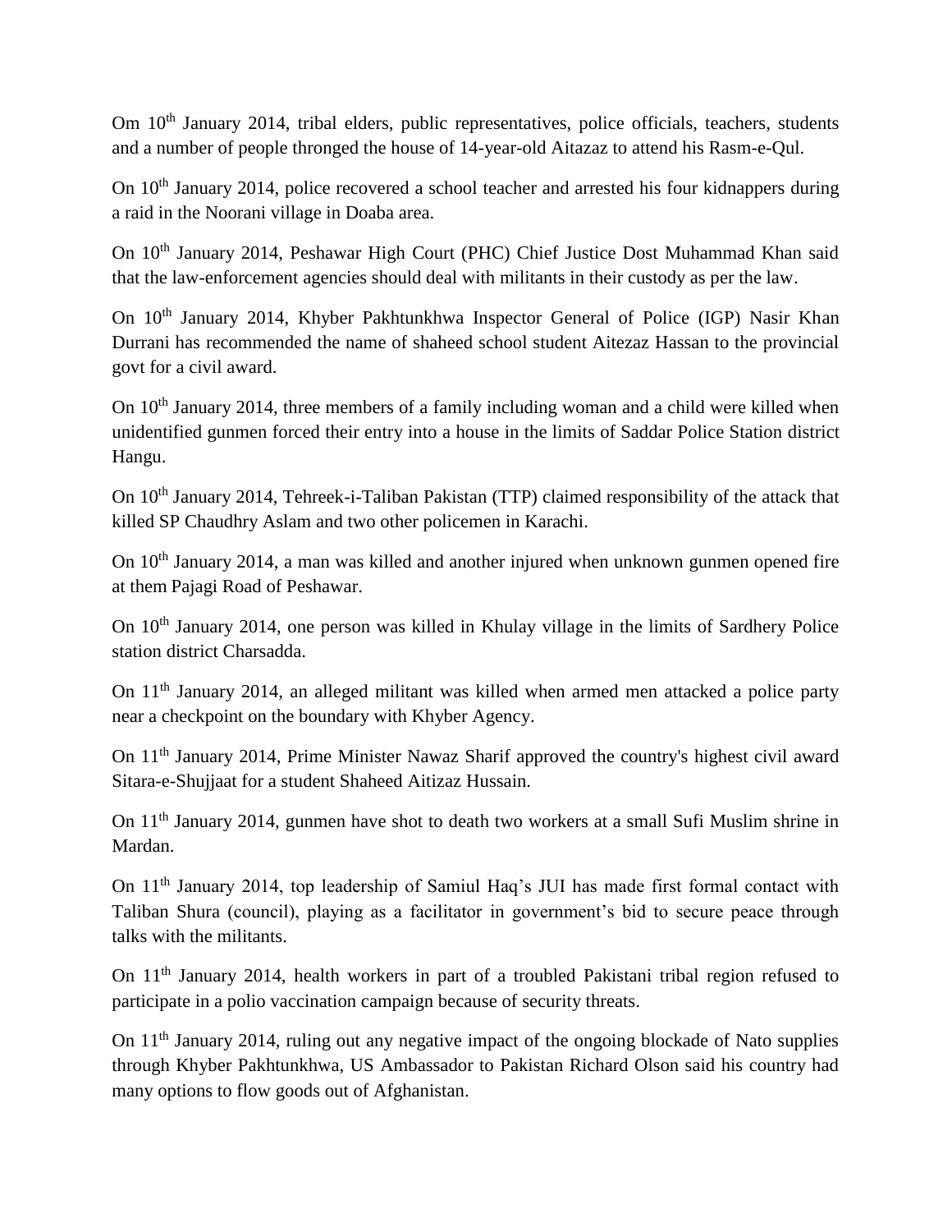Om 10th January 2014, tribal elders, public representatives, police officials, teachers, students and a number of people thronged the house of 14-year-old Aitazaz to attend his Rasm-e-Qul.

On 10th January 2014, police recovered a school teacher and arrested his four kidnappers during a raid in the Noorani village in Doaba area.

On 10th January 2014, Peshawar High Court (PHC) Chief Justice Dost Muhammad Khan said that the law-enforcement agencies should deal with militants in their custody as per the law.

On 10th January 2014, Khyber Pakhtunkhwa Inspector General of Police (IGP) Nasir Khan Durrani has recommended the name of shaheed school student Aitezaz Hassan to the provincial govt for a civil award.

On 10th January 2014, three members of a family including woman and a child were killed when unidentified gunmen forced their entry into a house in the limits of Saddar Police Station district Hangu.

On 10th January 2014, Tehreek-i-Taliban Pakistan (TTP) claimed responsibility of the attack that killed SP Chaudhry Aslam and two other policemen in Karachi.

On 10th January 2014, a man was killed and another injured when unknown gunmen opened fire at them Pajagi Road of Peshawar.

On 10th January 2014, one person was killed in Khulay village in the limits of Sardhery Police station district Charsadda.

On 11th January 2014, an alleged militant was killed when armed men attacked a police party near a checkpoint on the boundary with Khyber Agency.

On 11th January 2014, Prime Minister Nawaz Sharif approved the country's highest civil award Sitara-e-Shujjaat for a student Shaheed Aitizaz Hussain.

On 11th January 2014, gunmen have shot to death two workers at a small Sufi Muslim shrine in Mardan.

On 11th January 2014, top leadership of Samiul Haq's JUI has made first formal contact with Taliban Shura (council), playing as a facilitator in government's bid to secure peace through talks with the militants.

On 11th January 2014, health workers in part of a troubled Pakistani tribal region refused to participate in a polio vaccination campaign because of security threats.

On 11th January 2014, ruling out any negative impact of the ongoing blockade of Nato supplies through Khyber Pakhtunkhwa, US Ambassador to Pakistan Richard Olson said his country had many options to flow goods out of Afghanistan.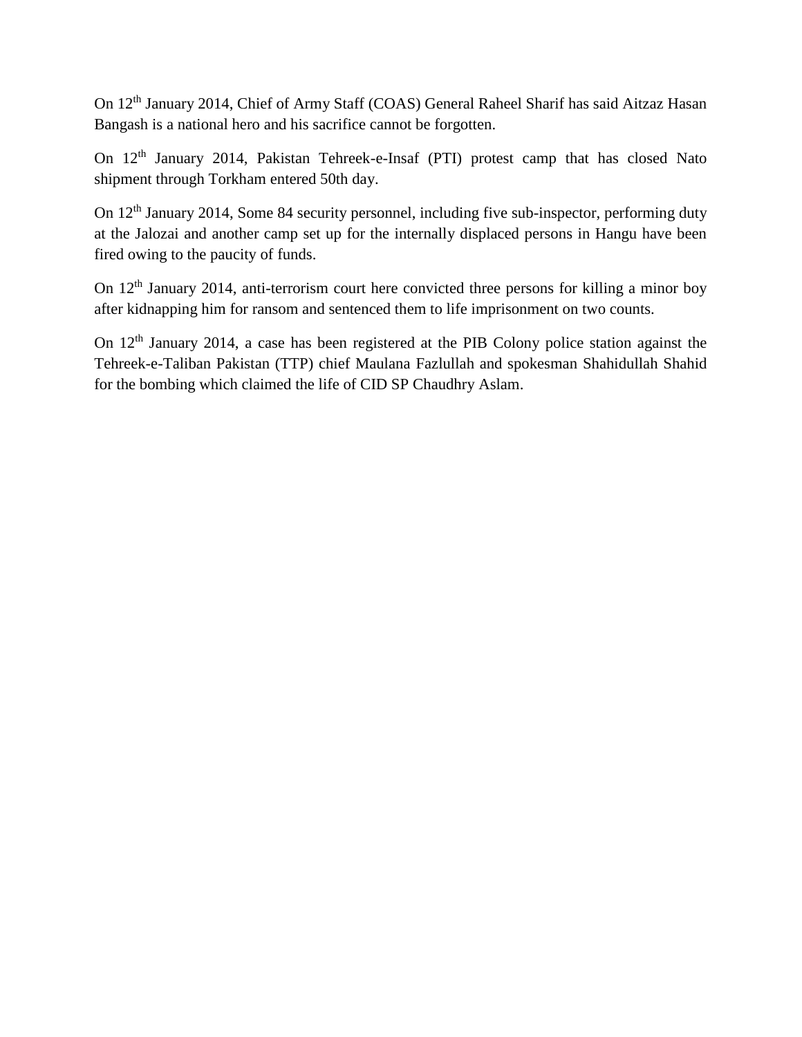On 12th January 2014, Chief of Army Staff (COAS) General Raheel Sharif has said Aitzaz Hasan Bangash is a national hero and his sacrifice cannot be forgotten.

On 12th January 2014, Pakistan Tehreek-e-Insaf (PTI) protest camp that has closed Nato shipment through Torkham entered 50th day.

On 12th January 2014, Some 84 security personnel, including five sub-inspector, performing duty at the Jalozai and another camp set up for the internally displaced persons in Hangu have been fired owing to the paucity of funds.

On 12th January 2014, anti-terrorism court here convicted three persons for killing a minor boy after kidnapping him for ransom and sentenced them to life imprisonment on two counts.

On 12th January 2014, a case has been registered at the PIB Colony police station against the Tehreek-e-Taliban Pakistan (TTP) chief Maulana Fazlullah and spokesman Shahidullah Shahid for the bombing which claimed the life of CID SP Chaudhry Aslam.